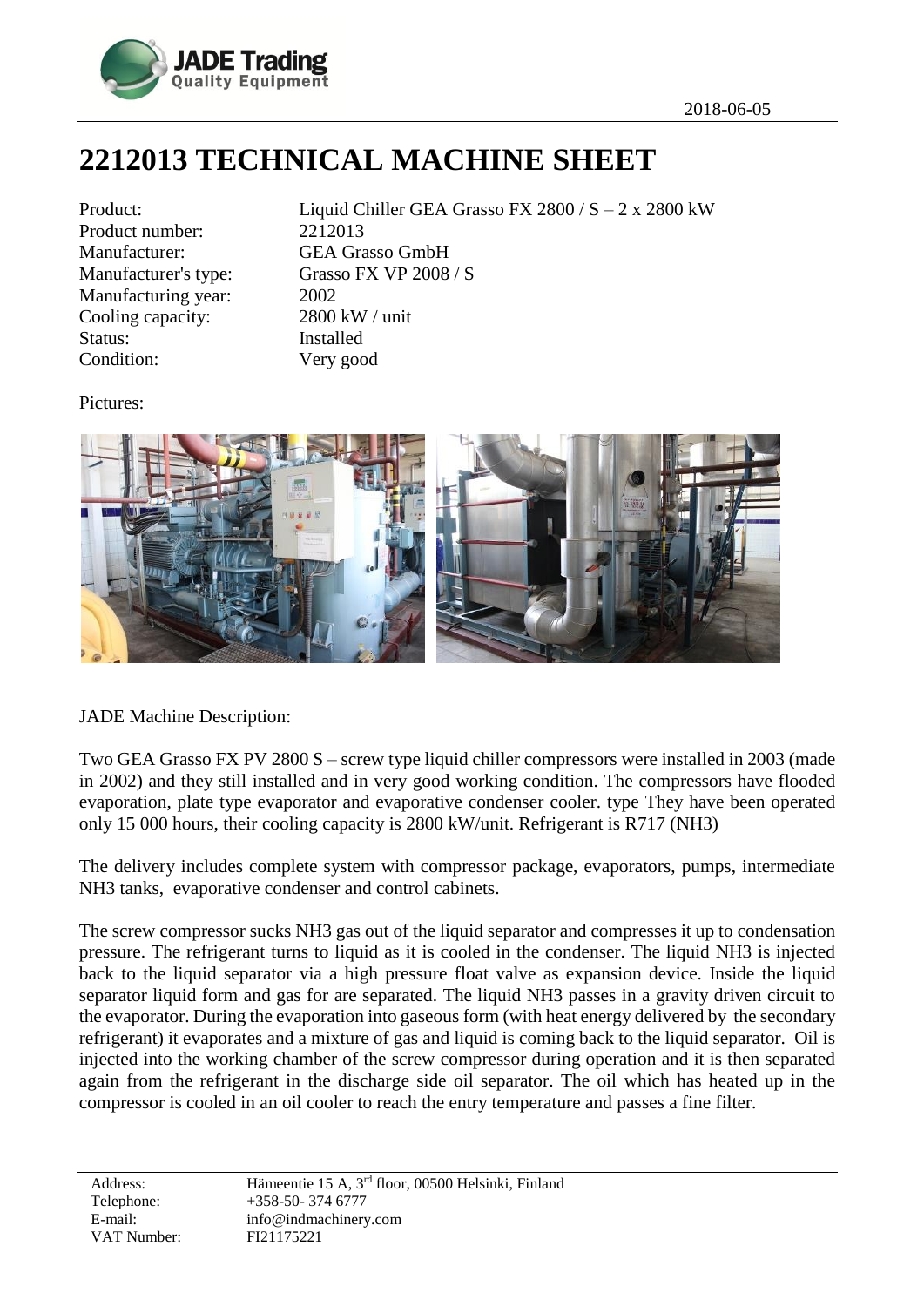2018-06-05

# 2212013 TECHNICAL MACHINE SHEET

| | |
|---|---|
| Product: | Liquid Chiller GEA Grasso FX 2800 / S – 2 x 2800 kW |
| Product number: | 2212013 |
| Manufacturer: | GEA Grasso GmbH |
| Manufacturer's type: | Grasso FX VP 2008 / S |
| Manufacturing year: | 2002 |
| Cooling capacity: | 2800 kW / unit |
| Status: | Installed |
| Condition: | Very good |

Pictures:

JADE Machine Description:

Two GEA Grasso FX PV 2800 S – screw type liquid chiller compressors were installed in 2003 (made in 2002) and they still installed and in very good working condition. The compressors have flooded evaporation, plate type evaporator and evaporative condenser cooler. type They have been operated only 15 000 hours, their cooling capacity is 2800 kW/unit. Refrigerant is R717 ($NH_3$)

The delivery includes complete system with compressor package, evaporators, pumps, intermediate $NH_3$ tanks, evaporative condenser and control cabinets.

The screw compressor sucks $NH_3$ gas out of the liquid separator and compresses it up to condensation pressure. The refrigerant turns to liquid as it is cooled in the condenser. The liquid $NH_3$ is injected back to the liquid separator via a high pressure float valve as expansion device. Inside the liquid separator liquid form and gas for are separated. The liquid $NH_3$ passes in a gravity driven circuit to the evaporator. During the evaporation into gaseous form (with heat energy delivered by the secondary refrigerant) it evaporates and a mixture of gas and liquid is coming back to the liquid separator. Oil is injected into the working chamber of the screw compressor during operation and it is then separated again from the refrigerant in the discharge side oil separator. The oil which has heated up in the compressor is cooled in an oil cooler to reach the entry temperature and passes a fine filter.

| | |
|---|---|
| Address: | Hämeentie 15 A, 3rd floor, 00500 Helsinki, Finland |
| Telephone: | +358-50- 374 6777 |
| E-mail: | info@indmachinery.com |
| VAT Number: | FI21175221 |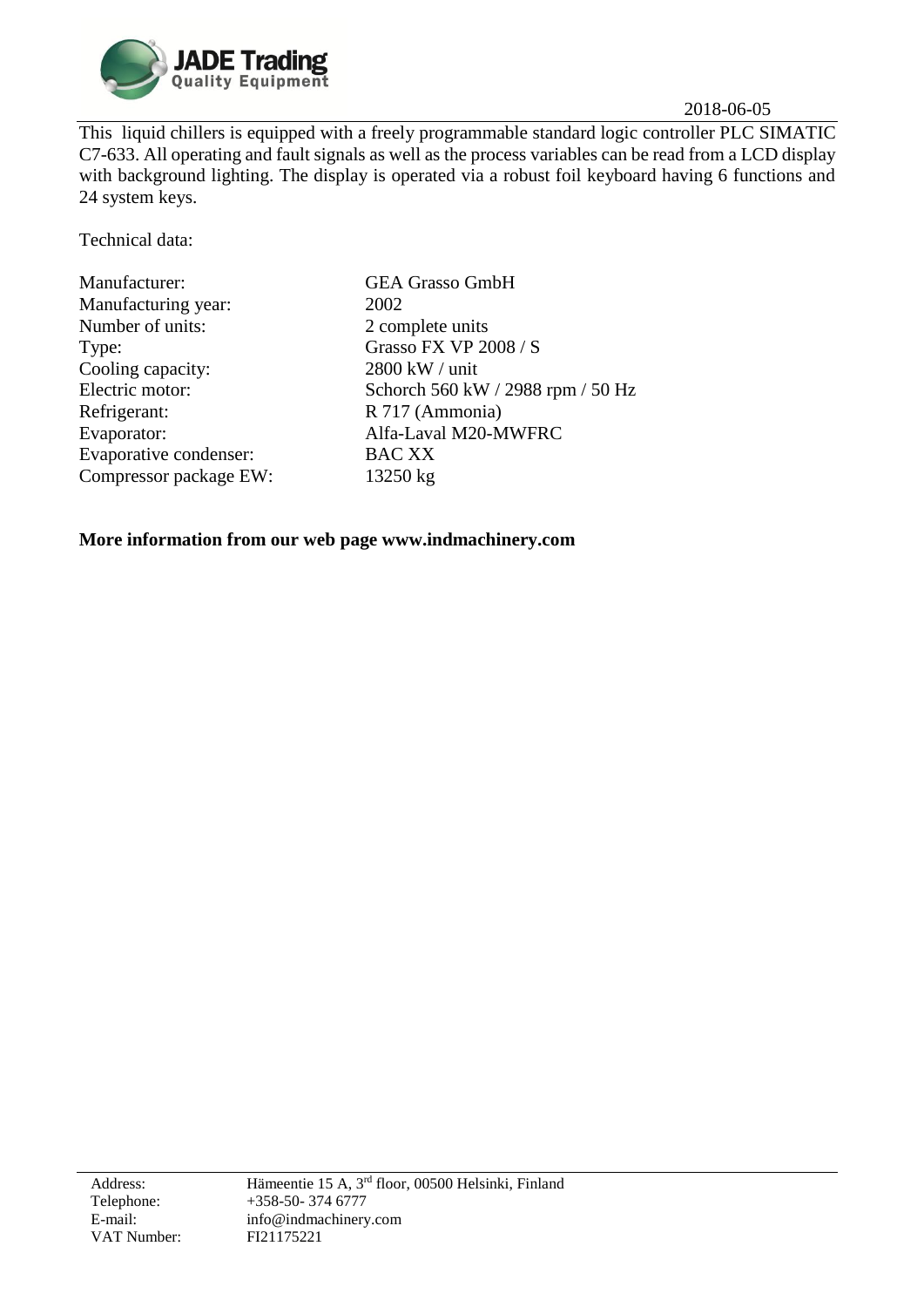This liquid chillers is equipped with a freely programmable standard logic controller PLC SIMATIC C7-633. All operating and fault signals as well as the process variables can be read from a LCD display with background lighting. The display is operated via a robust foil keyboard having 6 functions and 24 system keys.

Technical data:

| | |
|---|---|
| Manufacturer: | GEA Grasso GmbH |
| Manufacturing year: | 2002 |
| Number of units: | 2 complete units |
| Type: | Grasso FX VP 2008 / S |
| Cooling capacity: | 2800 kW / unit |
| Electric motor: | Schorch 560 kW / 2988 rpm / 50 Hz |
| Refrigerant: | R 717 (Ammonia) |
| Evaporator: | Alfa-Laval M20-MWFRC |
| Evaporative condenser: | BAC XX |
| Compressor package EW: | 13250 kg |

**More information from our web page www.indmachinery.com**